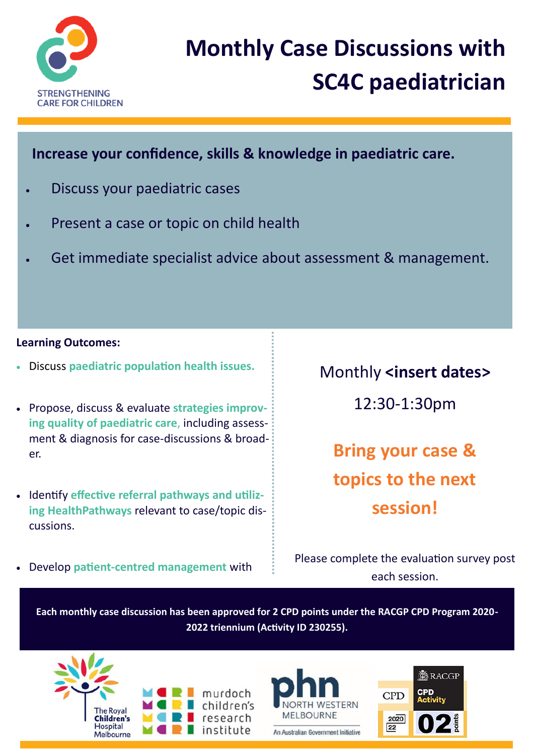STRENGTHENING CARE FOR CHILDREN

# Monthly Case Discussions with SC4C paediatrician

**Increase your confidence, skills & knowledge in paediatric care.**

- Discuss your paediatric cases
- Present a case or topic on child health
- Get immediate specialist advice about assessment & management.

**Learning Outcomes:**

- Discuss **paediatric population health issues.**
- Propose, discuss & evaluate **strategies improving quality of paediatric care**, including assessment & diagnosis for case-discussions & broader.
- Identify **effective referral pathways and utilizing HealthPathways** relevant to case/topic discussions.
- Develop **patient-centred management** with

Monthly **<insert dates>**

12:30-1:30pm

**Bring your case & topics to the next session!**

Please complete the evaluation survey post each session.

**Each monthly case discussion has been approved for 2 CPD points under the RACGP CPD Program 2020-2022 triennium (Activity ID 230255).**

The Royal Children's Hospital Melbourne | murdoch children's research institute | phn NORTH WESTERN MELBOURNE An Australian Government Initiative | RACGP CPD Activity 2020-22 02 points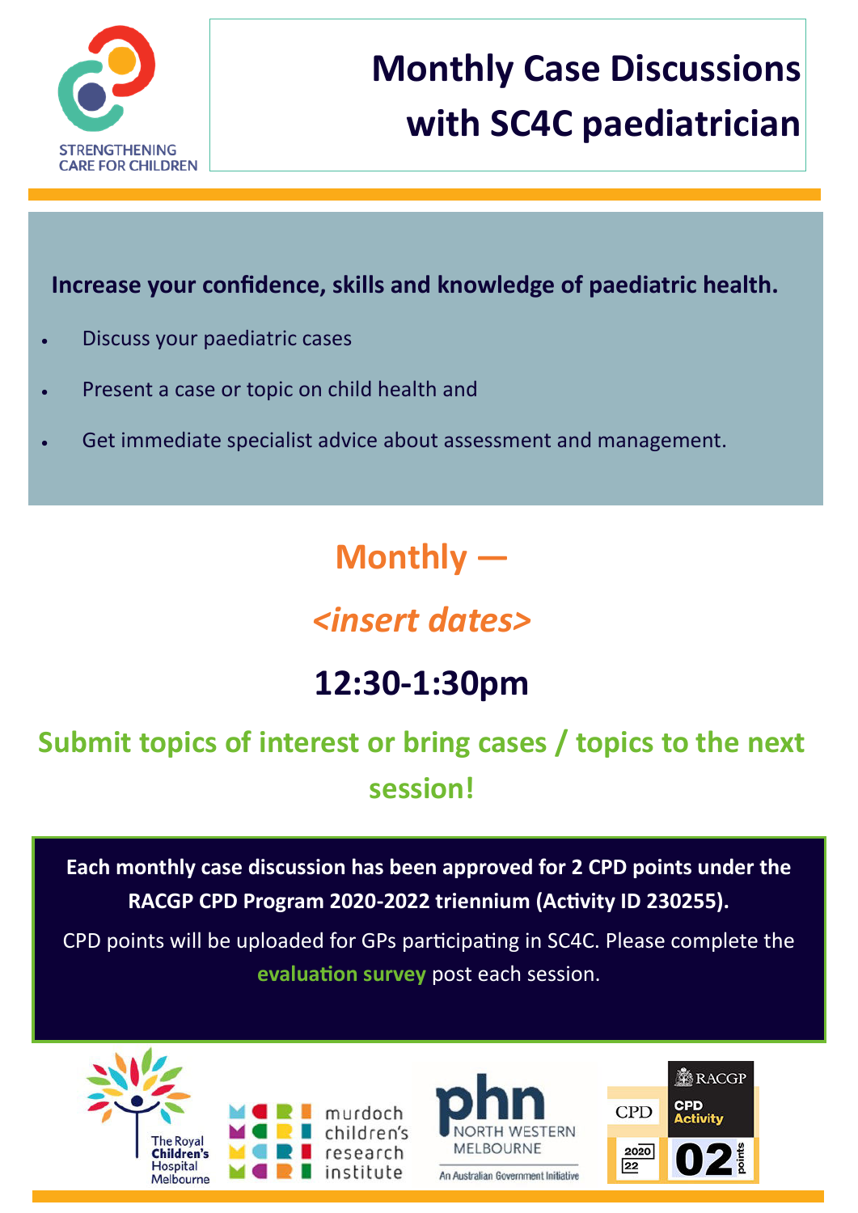STRENGTHENING CARE FOR CHILDREN

# Monthly Case Discussions with SC4C paediatrician

**Increase your confidence, skills and knowledge of paediatric health.**

- Discuss your paediatric cases
- Present a case or topic on child health and
- Get immediate specialist advice about assessment and management.

## Monthly —

## *<insert dates>*

## 12:30-1:30pm

### Submit topics of interest or bring cases / topics to the next session!

**Each monthly case discussion has been approved for 2 CPD points under the RACGP CPD Program 2020-2022 triennium (Activity ID 230255).**

CPD points will be uploaded for GPs participating in SC4C. Please complete the **evaluation survey** post each session.

The Royal Children's Hospital Melbourne

murdoch children's research institute

phn NORTH WESTERN MELBOURNE

An Australian Government Initiative

RACGP CPD Activity 2020 22 02 points